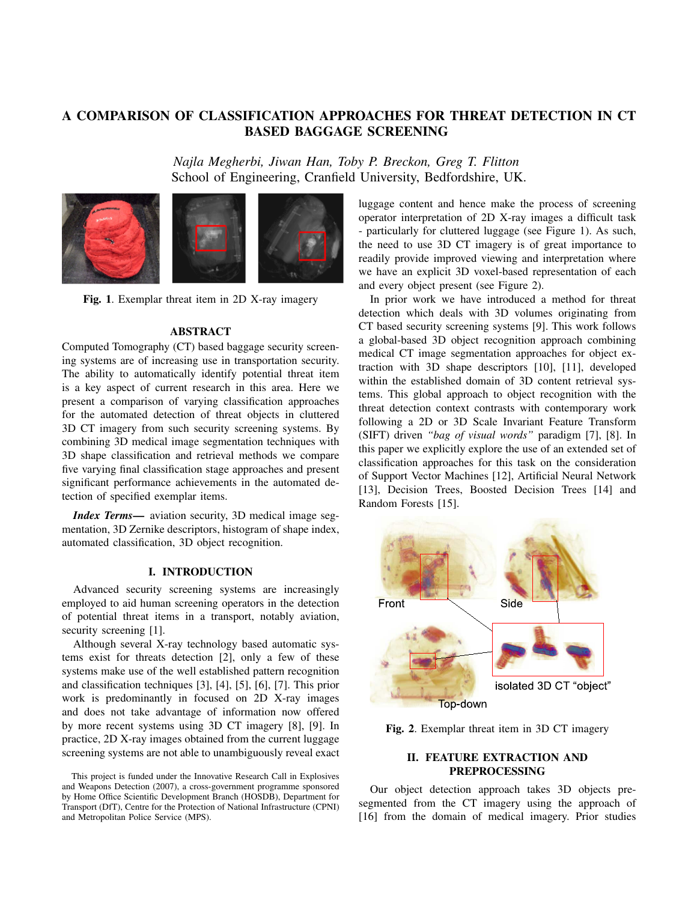# A COMPARISON OF CLASSIFICATION APPROACHES FOR THREAT DETECTION IN CT BASED BAGGAGE SCREENING

*Najla Megherbi, Jiwan Han, Toby P. Breckon, Greg T. Flitton*
School of Engineering, Cranfield University, Bedfordshire, UK.

**Fig. 1**. Exemplar threat item in 2D X-ray imagery

## ABSTRACT

Computed Tomography (CT) based baggage security screening systems are of increasing use in transportation security. The ability to automatically identify potential threat item is a key aspect of current research in this area. Here we present a comparison of varying classification approaches for the automated detection of threat objects in cluttered 3D CT imagery from such security screening systems. By combining 3D medical image segmentation techniques with 3D shape classification and retrieval methods we compare five varying final classification stage approaches and present significant performance achievements in the automated detection of specified exemplar items.

***Index Terms***— aviation security, 3D medical image segmentation, 3D Zernike descriptors, histogram of shape index, automated classification, 3D object recognition.

## I. INTRODUCTION

Advanced security screening systems are increasingly employed to aid human screening operators in the detection of potential threat items in a transport, notably aviation, security screening [1].

Although several X-ray technology based automatic systems exist for threats detection [2], only a few of these systems make use of the well established pattern recognition and classification techniques [3], [4], [5], [6], [7]. This prior work is predominantly in focused on 2D X-ray images and does not take advantage of information now offered by more recent systems using 3D CT imagery [8], [9]. In practice, 2D X-ray images obtained from the current luggage screening systems are not able to unambiguously reveal exact luggage content and hence make the process of screening operator interpretation of 2D X-ray images a difficult task - particularly for cluttered luggage (see Figure 1). As such, the need to use 3D CT imagery is of great importance to readily provide improved viewing and interpretation where we have an explicit 3D voxel-based representation of each and every object present (see Figure 2).

In prior work we have introduced a method for threat detection which deals with 3D volumes originating from CT based security screening systems [9]. This work follows a global-based 3D object recognition approach combining medical CT image segmentation approaches for object extraction with 3D shape descriptors [10], [11], developed within the established domain of 3D content retrieval systems. This global approach to object recognition with the threat detection context contrasts with contemporary work following a 2D or 3D Scale Invariant Feature Transform (SIFT) driven *"bag of visual words"* paradigm [7], [8]. In this paper we explicitly explore the use of an extended set of classification approaches for this task on the consideration of Support Vector Machines [12], Artificial Neural Network [13], Decision Trees, Boosted Decision Trees [14] and Random Forests [15].

Front Side Top-down isolated 3D CT "object"

**Fig. 2**. Exemplar threat item in 3D CT imagery

## II. FEATURE EXTRACTION AND PREPROCESSING

Our object detection approach takes 3D objects pre-segmented from the CT imagery using the approach of [16] from the domain of medical imagery. Prior studies

This project is funded under the Innovative Research Call in Explosives and Weapons Detection (2007), a cross-government programme sponsored by Home Office Scientific Development Branch (HOSDB), Department for Transport (DfT), Centre for the Protection of National Infrastructure (CPNI) and Metropolitan Police Service (MPS).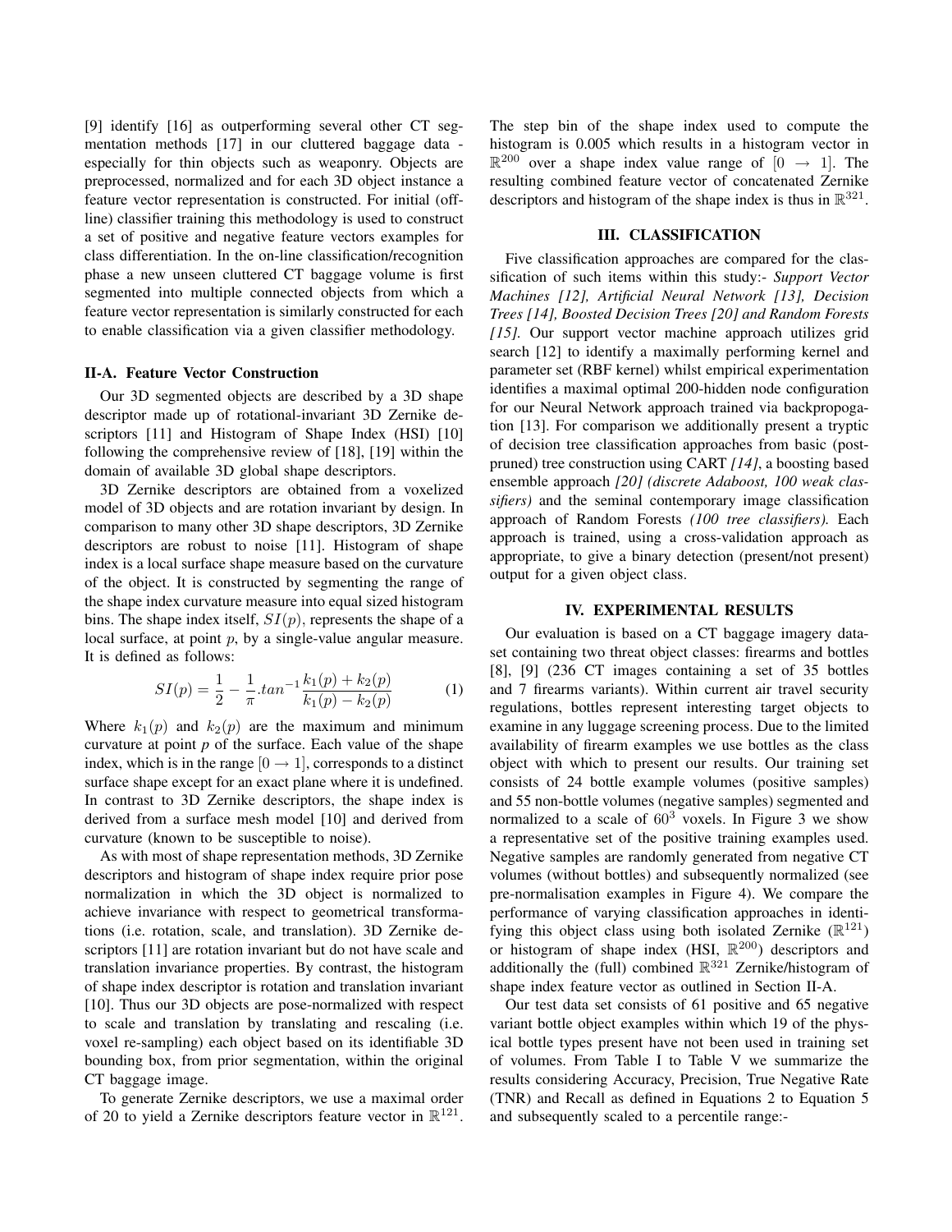[9] identify [16] as outperforming several other CT segmentation methods [17] in our cluttered baggage data - especially for thin objects such as weaponry. Objects are preprocessed, normalized and for each 3D object instance a feature vector representation is constructed. For initial (offline) classifier training this methodology is used to construct a set of positive and negative feature vectors examples for class differentiation. In the on-line classification/recognition phase a new unseen cluttered CT baggage volume is first segmented into multiple connected objects from which a feature vector representation is similarly constructed for each to enable classification via a given classifier methodology.

### II-A. Feature Vector Construction

Our 3D segmented objects are described by a 3D shape descriptor made up of rotational-invariant 3D Zernike descriptors [11] and Histogram of Shape Index (HSI) [10] following the comprehensive review of [18], [19] within the domain of available 3D global shape descriptors.

3D Zernike descriptors are obtained from a voxelized model of 3D objects and are rotation invariant by design. In comparison to many other 3D shape descriptors, 3D Zernike descriptors are robust to noise [11]. Histogram of shape index is a local surface shape measure based on the curvature of the object. It is constructed by segmenting the range of the shape index curvature measure into equal sized histogram bins. The shape index itself, $SI(p)$, represents the shape of a local surface, at point $p$, by a single-value angular measure. It is defined as follows:

$$SI(p) = \frac{1}{2} - \frac{1}{\pi}.tan^{-1}\frac{k_1(p) + k_2(p)}{k_1(p) - k_2(p)} \qquad (1)$$

Where $k_1(p)$ and $k_2(p)$ are the maximum and minimum curvature at point $p$ of the surface. Each value of the shape index, which is in the range $[0 \rightarrow 1]$, corresponds to a distinct surface shape except for an exact plane where it is undefined. In contrast to 3D Zernike descriptors, the shape index is derived from a surface mesh model [10] and derived from curvature (known to be susceptible to noise).

As with most of shape representation methods, 3D Zernike descriptors and histogram of shape index require prior pose normalization in which the 3D object is normalized to achieve invariance with respect to geometrical transformations (i.e. rotation, scale, and translation). 3D Zernike descriptors [11] are rotation invariant but do not have scale and translation invariance properties. By contrast, the histogram of shape index descriptor is rotation and translation invariant [10]. Thus our 3D objects are pose-normalized with respect to scale and translation by translating and rescaling (i.e. voxel re-sampling) each object based on its identifiable 3D bounding box, from prior segmentation, within the original CT baggage image.

To generate Zernike descriptors, we use a maximal order of 20 to yield a Zernike descriptors feature vector in $\mathbb{R}^{121}$. The step bin of the shape index used to compute the histogram is 0.005 which results in a histogram vector in $\mathbb{R}^{200}$ over a shape index value range of $[0 \rightarrow 1]$. The resulting combined feature vector of concatenated Zernike descriptors and histogram of the shape index is thus in $\mathbb{R}^{321}$.

## III. CLASSIFICATION

Five classification approaches are compared for the classification of such items within this study:- *Support Vector Machines [12], Artificial Neural Network [13], Decision Trees [14], Boosted Decision Trees [20] and Random Forests [15].* Our support vector machine approach utilizes grid search [12] to identify a maximally performing kernel and parameter set (RBF kernel) whilst empirical experimentation identifies a maximal optimal 200-hidden node configuration for our Neural Network approach trained via backpropogation [13]. For comparison we additionally present a tryptic of decision tree classification approaches from basic (post-pruned) tree construction using CART *[14]*, a boosting based ensemble approach *[20] (discrete Adaboost, 100 weak classifiers)* and the seminal contemporary image classification approach of Random Forests *(100 tree classifiers).* Each approach is trained, using a cross-validation approach as appropriate, to give a binary detection (present/not present) output for a given object class.

## IV. EXPERIMENTAL RESULTS

Our evaluation is based on a CT baggage imagery dataset containing two threat object classes: firearms and bottles [8], [9] (236 CT images containing a set of 35 bottles and 7 firearms variants). Within current air travel security regulations, bottles represent interesting target objects to examine in any luggage screening process. Due to the limited availability of firearm examples we use bottles as the class object with which to present our results. Our training set consists of 24 bottle example volumes (positive samples) and 55 non-bottle volumes (negative samples) segmented and normalized to a scale of $60^3$ voxels. In Figure 3 we show a representative set of the positive training examples used. Negative samples are randomly generated from negative CT volumes (without bottles) and subsequently normalized (see pre-normalisation examples in Figure 4). We compare the performance of varying classification approaches in identifying this object class using both isolated Zernike ($\mathbb{R}^{121}$) or histogram of shape index (HSI, $\mathbb{R}^{200}$) descriptors and additionally the (full) combined $\mathbb{R}^{321}$ Zernike/histogram of shape index feature vector as outlined in Section II-A.

Our test data set consists of 61 positive and 65 negative variant bottle object examples within which 19 of the physical bottle types present have not been used in training set of volumes. From Table I to Table V we summarize the results considering Accuracy, Precision, True Negative Rate (TNR) and Recall as defined in Equations 2 to Equation 5 and subsequently scaled to a percentile range:-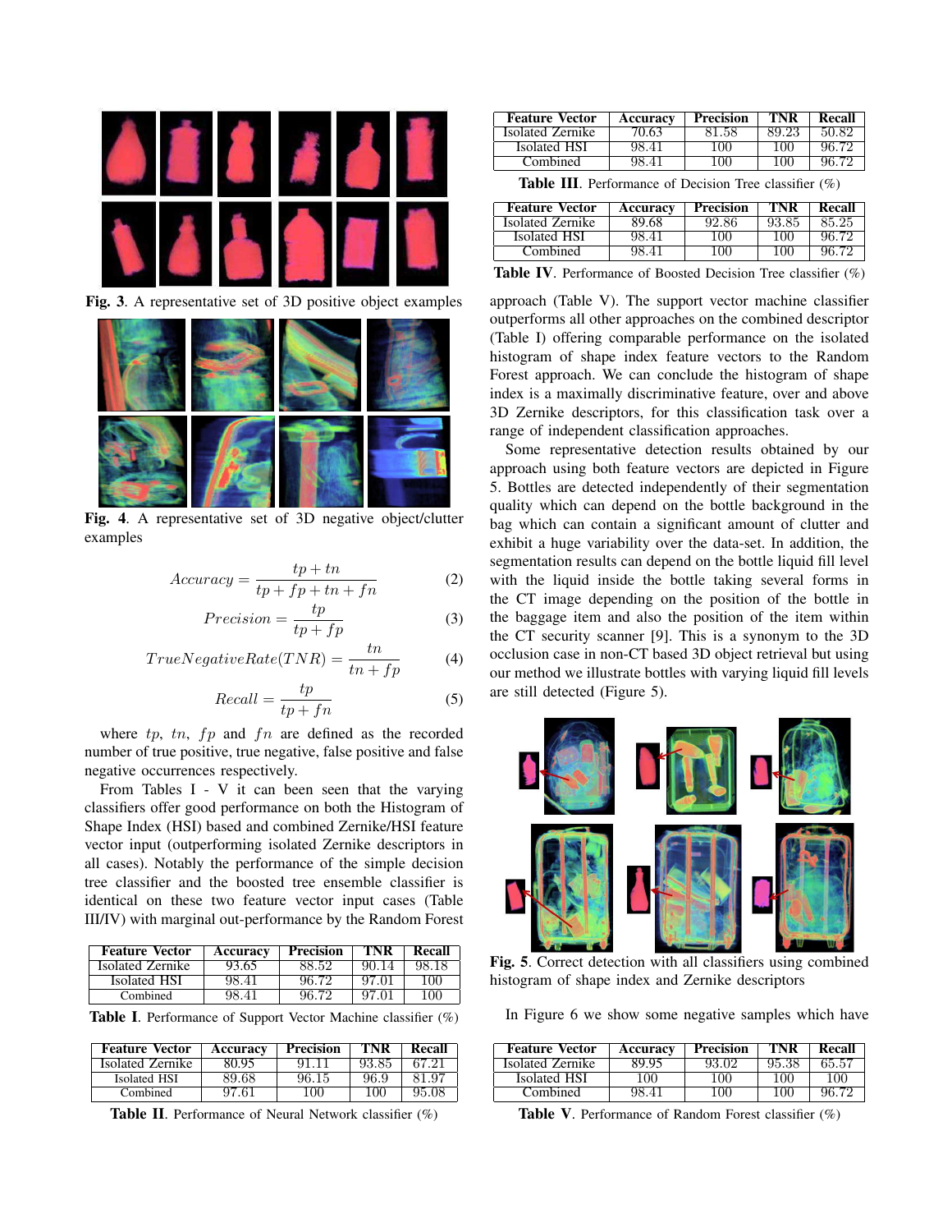Fig. 3. A representative set of 3D positive object examples

Fig. 4. A representative set of 3D negative object/clutter examples

$$Accuracy = \frac{tp + tn}{tp + fp + tn + fn} \quad (2)$$

$$Precision = \frac{tp}{tp + fp} \quad (3)$$

$$TrueNegativeRate(TNR) = \frac{tn}{tn + fp} \quad (4)$$

$$Recall = \frac{tp}{tp + fn} \quad (5)$$

where $tp$, $tn$, $fp$ and $fn$ are defined as the recorded number of true positive, true negative, false positive and false negative occurrences respectively.

From Tables I - V it can been seen that the varying classifiers offer good performance on both the Histogram of Shape Index (HSI) based and combined Zernike/HSI feature vector input (outperforming isolated Zernike descriptors in all cases). Notably the performance of the simple decision tree classifier and the boosted tree ensemble classifier is identical on these two feature vector input cases (Table III/IV) with marginal out-performance by the Random Forest approach (Table V). The support vector machine classifier outperforms all other approaches on the combined descriptor (Table I) offering comparable performance on the isolated histogram of shape index feature vectors to the Random Forest approach. We can conclude the histogram of shape index is a maximally discriminative feature, over and above 3D Zernike descriptors, for this classification task over a range of independent classification approaches.

| Feature Vector | Accuracy | Precision | TNR | Recall |
|---|---|---|---|---|
| Isolated Zernike | 93.65 | 88.52 | 90.14 | 98.18 |
| Isolated HSI | 98.41 | 96.72 | 97.01 | 100 |
| Combined | 98.41 | 96.72 | 97.01 | 100 |

**Table I**. Performance of Support Vector Machine classifier (%)

| Feature Vector | Accuracy | Precision | TNR | Recall |
|---|---|---|---|---|
| Isolated Zernike | 80.95 | 91.11 | 93.85 | 67.21 |
| Isolated HSI | 89.68 | 96.15 | 96.9 | 81.97 |
| Combined | 97.61 | 100 | 100 | 95.08 |

**Table II**. Performance of Neural Network classifier (%)

| Feature Vector | Accuracy | Precision | TNR | Recall |
|---|---|---|---|---|
| Isolated Zernike | 70.63 | 81.58 | 89.23 | 50.82 |
| Isolated HSI | 98.41 | 100 | 100 | 96.72 |
| Combined | 98.41 | 100 | 100 | 96.72 |

**Table III**. Performance of Decision Tree classifier (%)

| Feature Vector | Accuracy | Precision | TNR | Recall |
|---|---|---|---|---|
| Isolated Zernike | 89.68 | 92.86 | 93.85 | 85.25 |
| Isolated HSI | 98.41 | 100 | 100 | 96.72 |
| Combined | 98.41 | 100 | 100 | 96.72 |

**Table IV**. Performance of Boosted Decision Tree classifier (%)

Some representative detection results obtained by our approach using both feature vectors are depicted in Figure 5. Bottles are detected independently of their segmentation quality which can depend on the bottle background in the bag which can contain a significant amount of clutter and exhibit a huge variability over the data-set. In addition, the segmentation results can depend on the bottle liquid fill level with the liquid inside the bottle taking several forms in the CT image depending on the position of the bottle in the baggage item and also the position of the item within the CT security scanner [9]. This is a synonym to the 3D occlusion case in non-CT based 3D object retrieval but using our method we illustrate bottles with varying liquid fill levels are still detected (Figure 5).

Fig. 5. Correct detection with all classifiers using combined histogram of shape index and Zernike descriptors

In Figure 6 we show some negative samples which have

| Feature Vector | Accuracy | Precision | TNR | Recall |
|---|---|---|---|---|
| Isolated Zernike | 89.95 | 93.02 | 95.38 | 65.57 |
| Isolated HSI | 100 | 100 | 100 | 100 |
| Combined | 98.41 | 100 | 100 | 96.72 |

**Table V**. Performance of Random Forest classifier (%)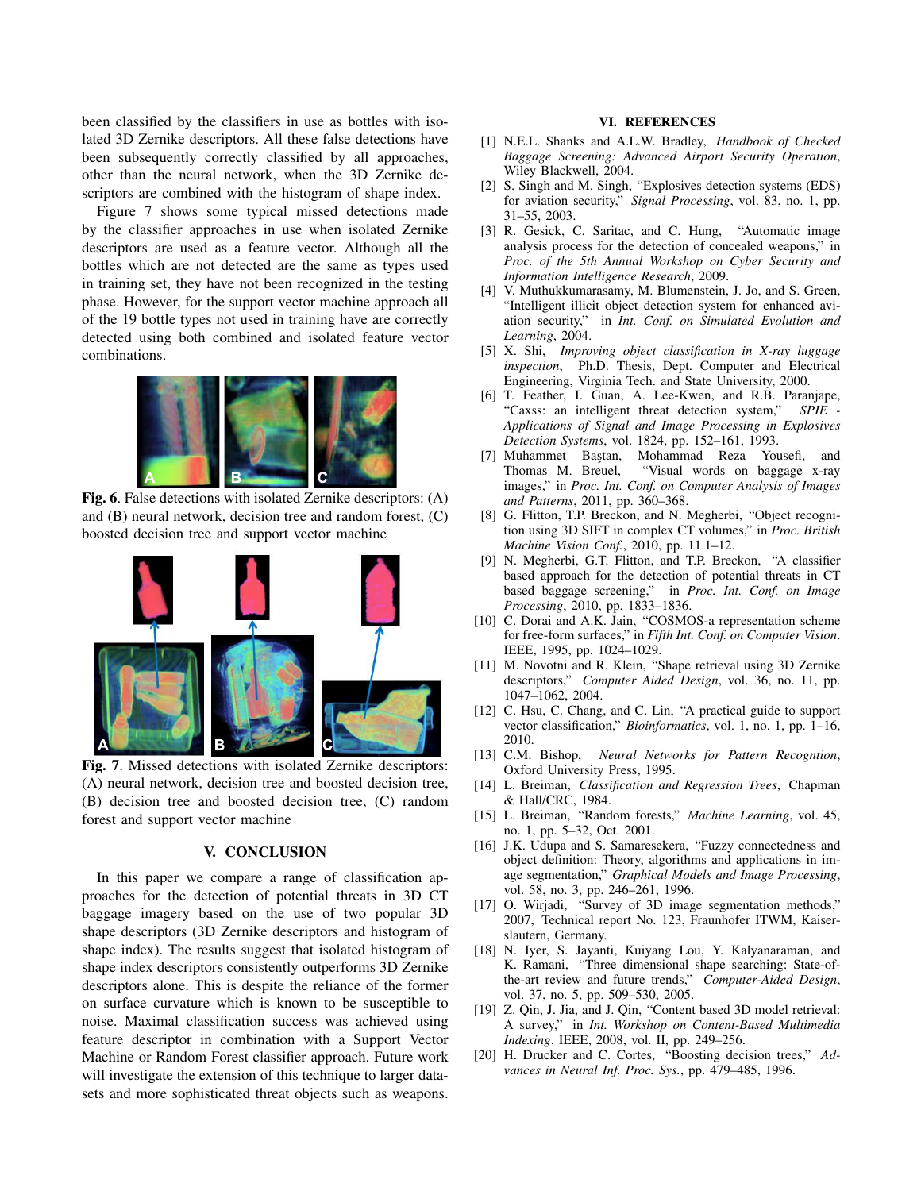been classified by the classifiers in use as bottles with isolated 3D Zernike descriptors. All these false detections have been subsequently correctly classified by all approaches, other than the neural network, when the 3D Zernike descriptors are combined with the histogram of shape index.

Figure 7 shows some typical missed detections made by the classifier approaches in use when isolated Zernike descriptors are used as a feature vector. Although all the bottles which are not detected are the same as types used in training set, they have not been recognized in the testing phase. However, for the support vector machine approach all of the 19 bottle types not used in training have are correctly detected using both combined and isolated feature vector combinations.

**Fig. 6**. False detections with isolated Zernike descriptors: (A) and (B) neural network, decision tree and random forest, (C) boosted decision tree and support vector machine

**Fig. 7**. Missed detections with isolated Zernike descriptors: (A) neural network, decision tree and boosted decision tree, (B) decision tree and boosted decision tree, (C) random forest and support vector machine

## V. CONCLUSION

In this paper we compare a range of classification approaches for the detection of potential threats in 3D CT baggage imagery based on the use of two popular 3D shape descriptors (3D Zernike descriptors and histogram of shape index). The results suggest that isolated histogram of shape index descriptors consistently outperforms 3D Zernike descriptors alone. This is despite the reliance of the former on surface curvature which is known to be susceptible to noise. Maximal classification success was achieved using feature descriptor in combination with a Support Vector Machine or Random Forest classifier approach. Future work will investigate the extension of this technique to larger datasets and more sophisticated threat objects such as weapons.

## VI. REFERENCES

[1] N.E.L. Shanks and A.L.W. Bradley, *Handbook of Checked Baggage Screening: Advanced Airport Security Operation*, Wiley Blackwell, 2004.

[2] S. Singh and M. Singh, "Explosives detection systems (EDS) for aviation security," *Signal Processing*, vol. 83, no. 1, pp. 31–55, 2003.

[3] R. Gesick, C. Saritac, and C. Hung, "Automatic image analysis process for the detection of concealed weapons," in *Proc. of the 5th Annual Workshop on Cyber Security and Information Intelligence Research*, 2009.

[4] V. Muthukkumarasamy, M. Blumenstein, J. Jo, and S. Green, "Intelligent illicit object detection system for enhanced aviation security," in *Int. Conf. on Simulated Evolution and Learning*, 2004.

[5] X. Shi, *Improving object classification in X-ray luggage inspection*, Ph.D. Thesis, Dept. Computer and Electrical Engineering, Virginia Tech. and State University, 2000.

[6] T. Feather, I. Guan, A. Lee-Kwen, and R.B. Paranjape, "Caxss: an intelligent threat detection system," *SPIE - Applications of Signal and Image Processing in Explosives Detection Systems*, vol. 1824, pp. 152–161, 1993.

[7] Muhammet Baştan, Mohammad Reza Yousefi, and Thomas M. Breuel, "Visual words on baggage x-ray images," in *Proc. Int. Conf. on Computer Analysis of Images and Patterns*, 2011, pp. 360–368.

[8] G. Flitton, T.P. Breckon, and N. Megherbi, "Object recognition using 3D SIFT in complex CT volumes," in *Proc. British Machine Vision Conf.*, 2010, pp. 11.1–12.

[9] N. Megherbi, G.T. Flitton, and T.P. Breckon, "A classifier based approach for the detection of potential threats in CT based baggage screening," in *Proc. Int. Conf. on Image Processing*, 2010, pp. 1833–1836.

[10] C. Dorai and A.K. Jain, "COSMOS-a representation scheme for free-form surfaces," in *Fifth Int. Conf. on Computer Vision*. IEEE, 1995, pp. 1024–1029.

[11] M. Novotni and R. Klein, "Shape retrieval using 3D Zernike descriptors," *Computer Aided Design*, vol. 36, no. 11, pp. 1047–1062, 2004.

[12] C. Hsu, C. Chang, and C. Lin, "A practical guide to support vector classification," *Bioinformatics*, vol. 1, no. 1, pp. 1–16, 2010.

[13] C.M. Bishop, *Neural Networks for Pattern Recogntion*, Oxford University Press, 1995.

[14] L. Breiman, *Classification and Regression Trees*, Chapman & Hall/CRC, 1984.

[15] L. Breiman, "Random forests," *Machine Learning*, vol. 45, no. 1, pp. 5–32, Oct. 2001.

[16] J.K. Udupa and S. Samaresekera, "Fuzzy connectedness and object definition: Theory, algorithms and applications in image segmentation," *Graphical Models and Image Processing*, vol. 58, no. 3, pp. 246–261, 1996.

[17] O. Wirjadi, "Survey of 3D image segmentation methods," 2007, Technical report No. 123, Fraunhofer ITWM, Kaiserslautern, Germany.

[18] N. Iyer, S. Jayanti, Kuiyang Lou, Y. Kalyanaraman, and K. Ramani, "Three dimensional shape searching: State-of-the-art review and future trends," *Computer-Aided Design*, vol. 37, no. 5, pp. 509–530, 2005.

[19] Z. Qin, J. Jia, and J. Qin, "Content based 3D model retrieval: A survey," in *Int. Workshop on Content-Based Multimedia Indexing*. IEEE, 2008, vol. II, pp. 249–256.

[20] H. Drucker and C. Cortes, "Boosting decision trees," *Advances in Neural Inf. Proc. Sys.*, pp. 479–485, 1996.